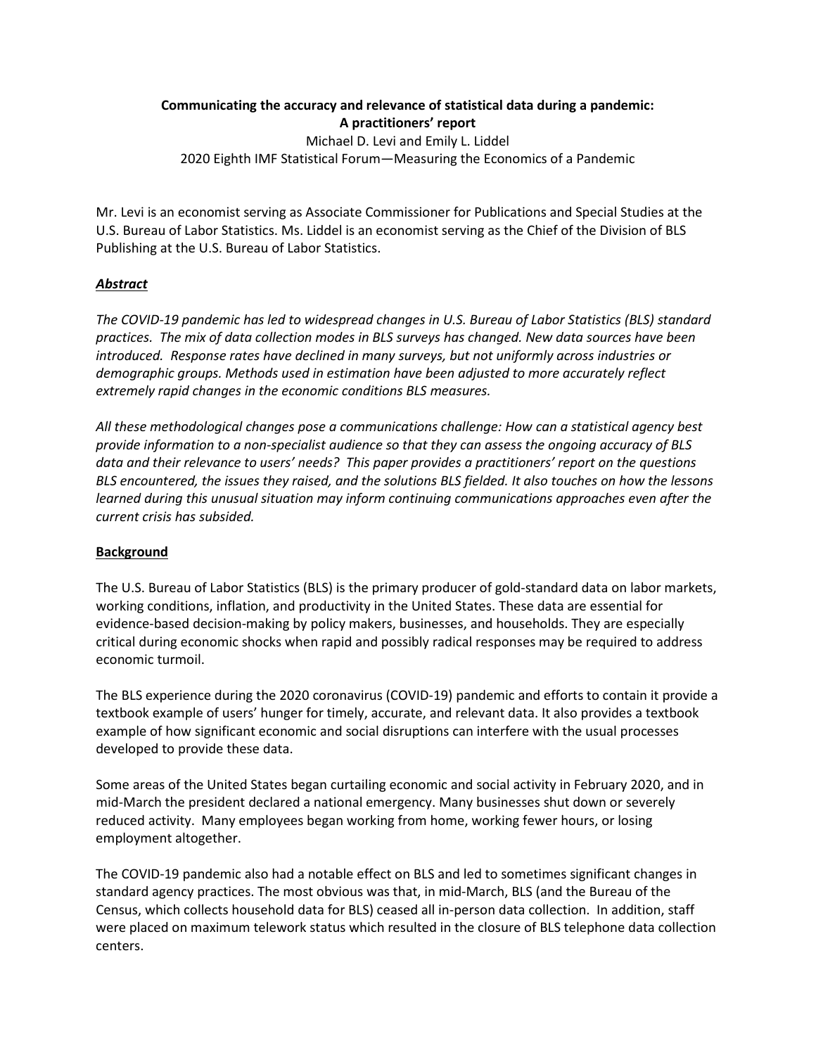**Communicating the accuracy and relevance of statistical data during a pandemic: A practitioners' report**

Michael D. Levi and Emily L. Liddel

2020 Eighth IMF Statistical Forum—Measuring the Economics of a Pandemic

Mr. Levi is an economist serving as Associate Commissioner for Publications and Special Studies at the U.S. Bureau of Labor Statistics. Ms. Liddel is an economist serving as the Chief of the Division of BLS Publishing at the U.S. Bureau of Labor Statistics.

## ***Abstract***

*The COVID-19 pandemic has led to widespread changes in U.S. Bureau of Labor Statistics (BLS) standard practices. The mix of data collection modes in BLS surveys has changed. New data sources have been introduced. Response rates have declined in many surveys, but not uniformly across industries or demographic groups. Methods used in estimation have been adjusted to more accurately reflect extremely rapid changes in the economic conditions BLS measures.*

*All these methodological changes pose a communications challenge: How can a statistical agency best provide information to a non-specialist audience so that they can assess the ongoing accuracy of BLS data and their relevance to users' needs? This paper provides a practitioners' report on the questions BLS encountered, the issues they raised, and the solutions BLS fielded. It also touches on how the lessons learned during this unusual situation may inform continuing communications approaches even after the current crisis has subsided.*

## **Background**

The U.S. Bureau of Labor Statistics (BLS) is the primary producer of gold-standard data on labor markets, working conditions, inflation, and productivity in the United States. These data are essential for evidence-based decision-making by policy makers, businesses, and households. They are especially critical during economic shocks when rapid and possibly radical responses may be required to address economic turmoil.

The BLS experience during the 2020 coronavirus (COVID-19) pandemic and efforts to contain it provide a textbook example of users' hunger for timely, accurate, and relevant data. It also provides a textbook example of how significant economic and social disruptions can interfere with the usual processes developed to provide these data.

Some areas of the United States began curtailing economic and social activity in February 2020, and in mid-March the president declared a national emergency. Many businesses shut down or severely reduced activity. Many employees began working from home, working fewer hours, or losing employment altogether.

The COVID-19 pandemic also had a notable effect on BLS and led to sometimes significant changes in standard agency practices. The most obvious was that, in mid-March, BLS (and the Bureau of the Census, which collects household data for BLS) ceased all in-person data collection. In addition, staff were placed on maximum telework status which resulted in the closure of BLS telephone data collection centers.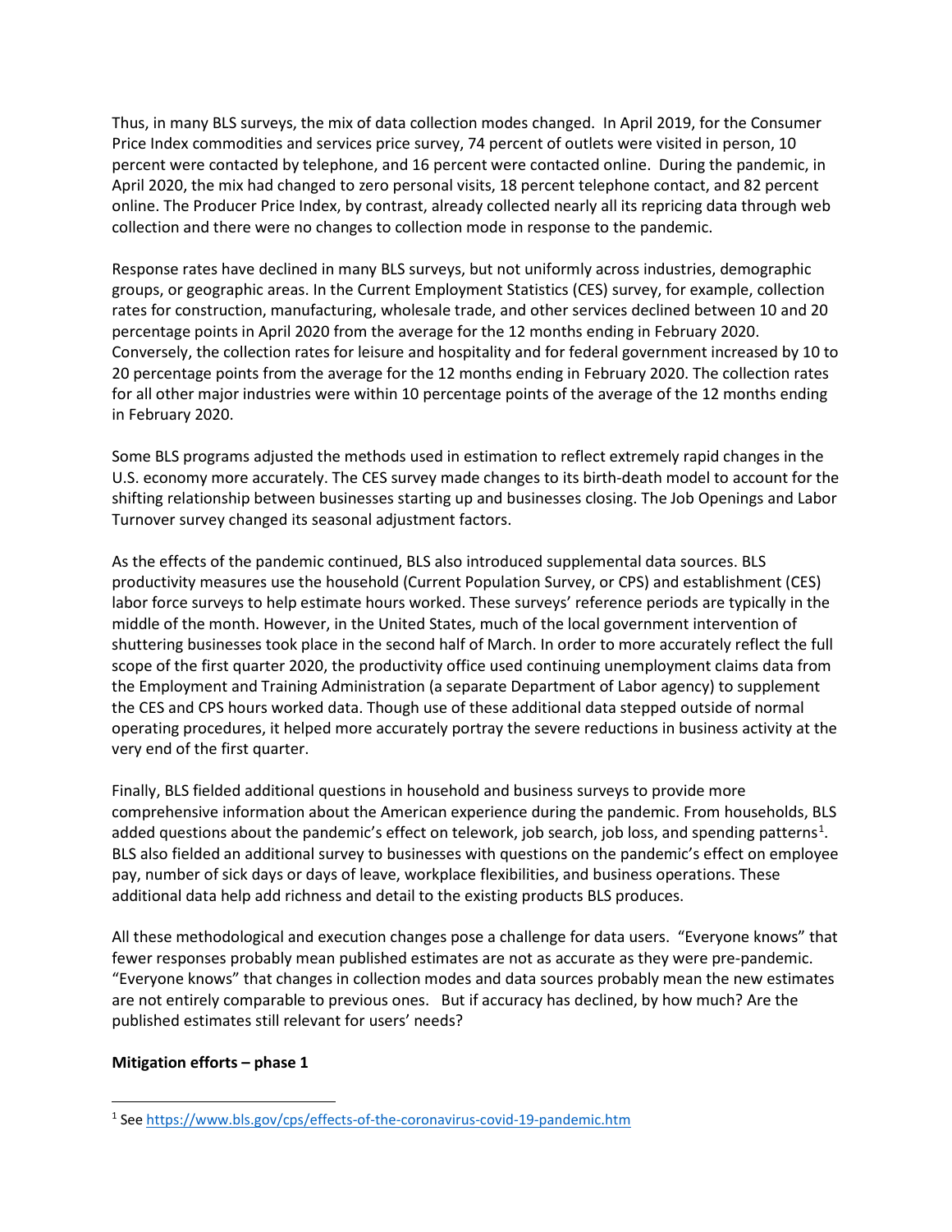Thus, in many BLS surveys, the mix of data collection modes changed. In April 2019, for the Consumer Price Index commodities and services price survey, 74 percent of outlets were visited in person, 10 percent were contacted by telephone, and 16 percent were contacted online. During the pandemic, in April 2020, the mix had changed to zero personal visits, 18 percent telephone contact, and 82 percent online. The Producer Price Index, by contrast, already collected nearly all its repricing data through web collection and there were no changes to collection mode in response to the pandemic.

Response rates have declined in many BLS surveys, but not uniformly across industries, demographic groups, or geographic areas. In the Current Employment Statistics (CES) survey, for example, collection rates for construction, manufacturing, wholesale trade, and other services declined between 10 and 20 percentage points in April 2020 from the average for the 12 months ending in February 2020. Conversely, the collection rates for leisure and hospitality and for federal government increased by 10 to 20 percentage points from the average for the 12 months ending in February 2020. The collection rates for all other major industries were within 10 percentage points of the average of the 12 months ending in February 2020.

Some BLS programs adjusted the methods used in estimation to reflect extremely rapid changes in the U.S. economy more accurately. The CES survey made changes to its birth-death model to account for the shifting relationship between businesses starting up and businesses closing. The Job Openings and Labor Turnover survey changed its seasonal adjustment factors.

As the effects of the pandemic continued, BLS also introduced supplemental data sources. BLS productivity measures use the household (Current Population Survey, or CPS) and establishment (CES) labor force surveys to help estimate hours worked. These surveys' reference periods are typically in the middle of the month. However, in the United States, much of the local government intervention of shuttering businesses took place in the second half of March. In order to more accurately reflect the full scope of the first quarter 2020, the productivity office used continuing unemployment claims data from the Employment and Training Administration (a separate Department of Labor agency) to supplement the CES and CPS hours worked data. Though use of these additional data stepped outside of normal operating procedures, it helped more accurately portray the severe reductions in business activity at the very end of the first quarter.

Finally, BLS fielded additional questions in household and business surveys to provide more comprehensive information about the American experience during the pandemic. From households, BLS added questions about the pandemic's effect on telework, job search, job loss, and spending patterns[1]. BLS also fielded an additional survey to businesses with questions on the pandemic's effect on employee pay, number of sick days or days of leave, workplace flexibilities, and business operations. These additional data help add richness and detail to the existing products BLS produces.

All these methodological and execution changes pose a challenge for data users. "Everyone knows" that fewer responses probably mean published estimates are not as accurate as they were pre-pandemic. "Everyone knows" that changes in collection modes and data sources probably mean the new estimates are not entirely comparable to previous ones. But if accuracy has declined, by how much? Are the published estimates still relevant for users' needs?

**Mitigation efforts – phase 1**

[1] See https://www.bls.gov/cps/effects-of-the-coronavirus-covid-19-pandemic.htm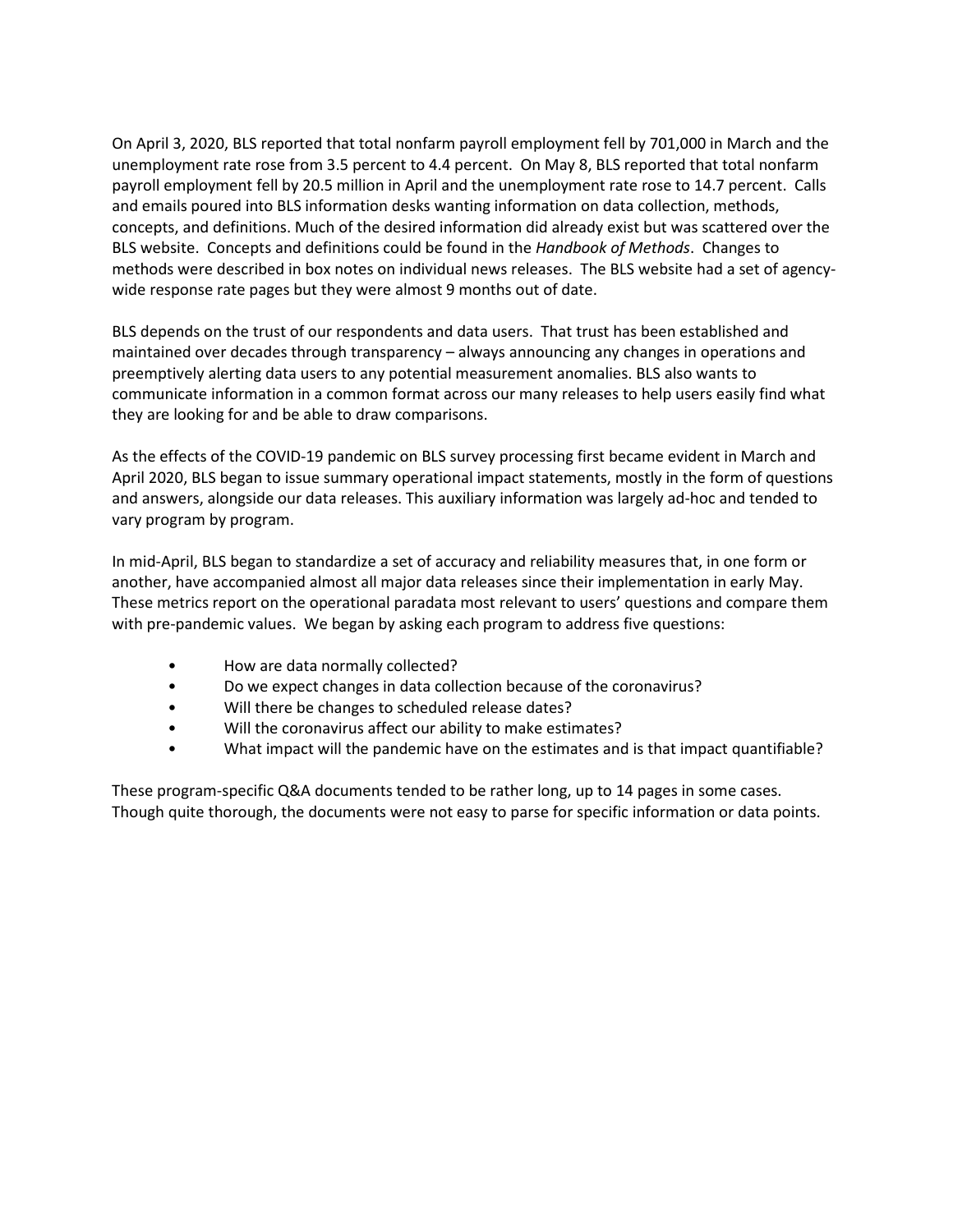On April 3, 2020, BLS reported that total nonfarm payroll employment fell by 701,000 in March and the unemployment rate rose from 3.5 percent to 4.4 percent. On May 8, BLS reported that total nonfarm payroll employment fell by 20.5 million in April and the unemployment rate rose to 14.7 percent. Calls and emails poured into BLS information desks wanting information on data collection, methods, concepts, and definitions. Much of the desired information did already exist but was scattered over the BLS website. Concepts and definitions could be found in the *Handbook of Methods*. Changes to methods were described in box notes on individual news releases. The BLS website had a set of agency-wide response rate pages but they were almost 9 months out of date.

BLS depends on the trust of our respondents and data users. That trust has been established and maintained over decades through transparency – always announcing any changes in operations and preemptively alerting data users to any potential measurement anomalies. BLS also wants to communicate information in a common format across our many releases to help users easily find what they are looking for and be able to draw comparisons.

As the effects of the COVID-19 pandemic on BLS survey processing first became evident in March and April 2020, BLS began to issue summary operational impact statements, mostly in the form of questions and answers, alongside our data releases. This auxiliary information was largely ad-hoc and tended to vary program by program.

In mid-April, BLS began to standardize a set of accuracy and reliability measures that, in one form or another, have accompanied almost all major data releases since their implementation in early May. These metrics report on the operational paradata most relevant to users' questions and compare them with pre-pandemic values. We began by asking each program to address five questions:

- How are data normally collected?
- Do we expect changes in data collection because of the coronavirus?
- Will there be changes to scheduled release dates?
- Will the coronavirus affect our ability to make estimates?
- What impact will the pandemic have on the estimates and is that impact quantifiable?

These program-specific Q&A documents tended to be rather long, up to 14 pages in some cases. Though quite thorough, the documents were not easy to parse for specific information or data points.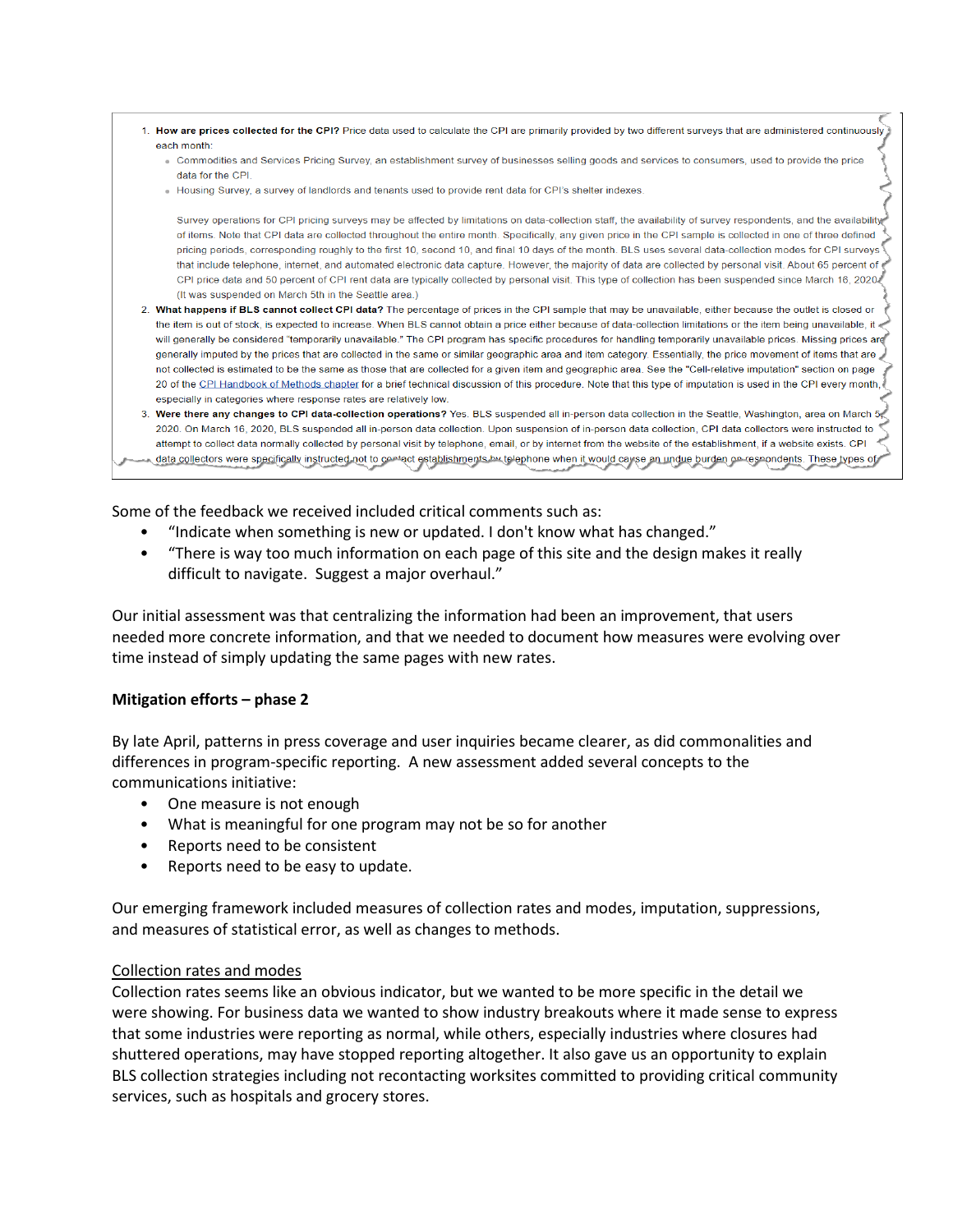1. **How are prices collected for the CPI?** Price data used to calculate the CPI are primarily provided by two different surveys that are administered continuously each month:
   - Commodities and Services Pricing Survey, an establishment survey of businesses selling goods and services to consumers, used to provide the price data for the CPI.
   - Housing Survey, a survey of landlords and tenants used to provide rent data for CPI's shelter indexes.

   Survey operations for CPI pricing surveys may be affected by limitations on data-collection staff, the availability of survey respondents, and the availability of items. Note that CPI data are collected throughout the entire month. Specifically, any given price in the CPI sample is collected in one of three defined pricing periods, corresponding roughly to the first 10, second 10, and final 10 days of the month. BLS uses several data-collection modes for CPI surveys that include telephone, internet, and automated electronic data capture. However, the majority of data are collected by personal visit. About 65 percent of CPI price data and 50 percent of CPI rent data are typically collected by personal visit. This type of collection has been suspended since March 16, 2020. (It was suspended on March 5th in the Seattle area.)
2. **What happens if BLS cannot collect CPI data?** The percentage of prices in the CPI sample that may be unavailable, either because the outlet is closed or the item is out of stock, is expected to increase. When BLS cannot obtain a price either because of data-collection limitations or the item being unavailable, it will generally be considered "temporarily unavailable." The CPI program has specific procedures for handling temporarily unavailable prices. Missing prices are generally imputed by the prices that are collected in the same or similar geographic area and item category. Essentially, the price movement of items that are not collected is estimated to be the same as those that are collected for a given item and geographic area. See the "Cell-relative imputation" section on page 20 of the CPI Handbook of Methods chapter for a brief technical discussion of this procedure. Note that this type of imputation is used in the CPI every month, especially in categories where response rates are relatively low.
3. **Were there any changes to CPI data-collection operations?** Yes. BLS suspended all in-person data collection in the Seattle, Washington, area on March 5, 2020. On March 16, 2020, BLS suspended all in-person data collection. Upon suspension of in-person data collection, CPI data collectors were instructed to attempt to collect data normally collected by personal visit by telephone, email, or by internet from the website of the establishment, if a website exists. CPI data collectors were specifically instructed not to contact establishments by telephone when it would cause an undue burden on respondents. These types of

Some of the feedback we received included critical comments such as:

- "Indicate when something is new or updated. I don't know what has changed."
- "There is way too much information on each page of this site and the design makes it really difficult to navigate. Suggest a major overhaul."

Our initial assessment was that centralizing the information had been an improvement, that users needed more concrete information, and that we needed to document how measures were evolving over time instead of simply updating the same pages with new rates.

**Mitigation efforts – phase 2**

By late April, patterns in press coverage and user inquiries became clearer, as did commonalities and differences in program-specific reporting. A new assessment added several concepts to the communications initiative:

- One measure is not enough
- What is meaningful for one program may not be so for another
- Reports need to be consistent
- Reports need to be easy to update.

Our emerging framework included measures of collection rates and modes, imputation, suppressions, and measures of statistical error, as well as changes to methods.

Collection rates and modes

Collection rates seems like an obvious indicator, but we wanted to be more specific in the detail we were showing. For business data we wanted to show industry breakouts where it made sense to express that some industries were reporting as normal, while others, especially industries where closures had shuttered operations, may have stopped reporting altogether. It also gave us an opportunity to explain BLS collection strategies including not recontacting worksites committed to providing critical community services, such as hospitals and grocery stores.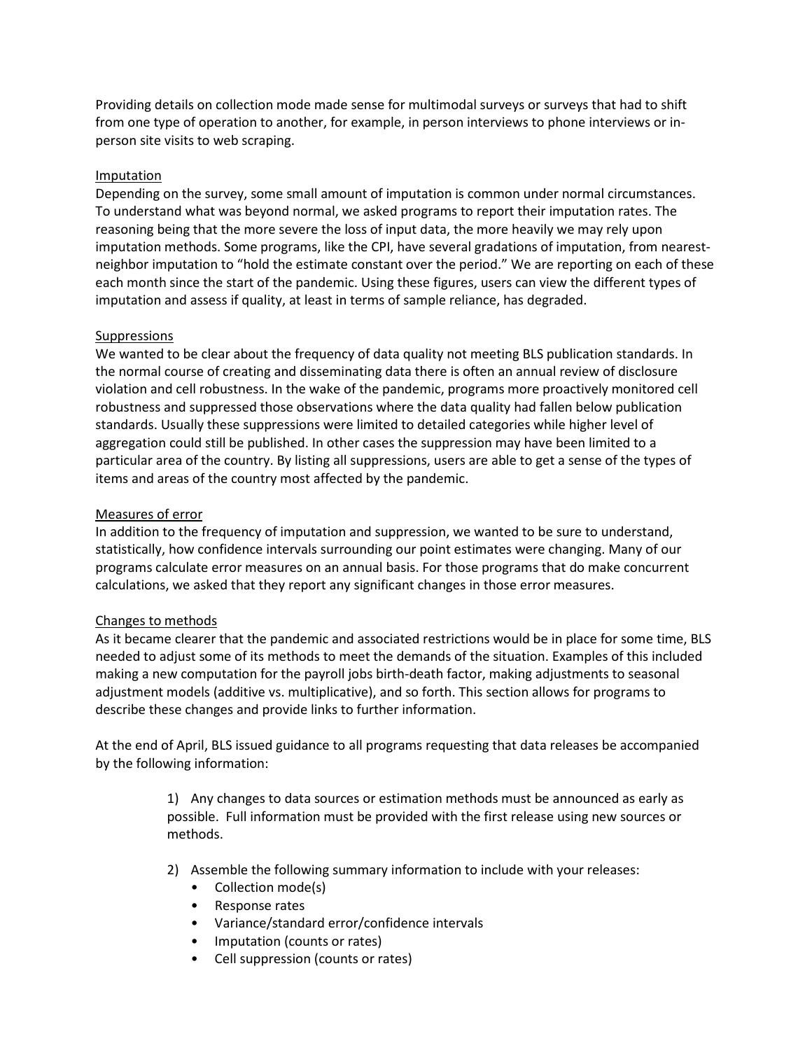Providing details on collection mode made sense for multimodal surveys or surveys that had to shift from one type of operation to another, for example, in person interviews to phone interviews or in-person site visits to web scraping.

### Imputation

Depending on the survey, some small amount of imputation is common under normal circumstances. To understand what was beyond normal, we asked programs to report their imputation rates. The reasoning being that the more severe the loss of input data, the more heavily we may rely upon imputation methods. Some programs, like the CPI, have several gradations of imputation, from nearest-neighbor imputation to "hold the estimate constant over the period." We are reporting on each of these each month since the start of the pandemic. Using these figures, users can view the different types of imputation and assess if quality, at least in terms of sample reliance, has degraded.

### Suppressions

We wanted to be clear about the frequency of data quality not meeting BLS publication standards. In the normal course of creating and disseminating data there is often an annual review of disclosure violation and cell robustness. In the wake of the pandemic, programs more proactively monitored cell robustness and suppressed those observations where the data quality had fallen below publication standards. Usually these suppressions were limited to detailed categories while higher level of aggregation could still be published. In other cases the suppression may have been limited to a particular area of the country. By listing all suppressions, users are able to get a sense of the types of items and areas of the country most affected by the pandemic.

### Measures of error

In addition to the frequency of imputation and suppression, we wanted to be sure to understand, statistically, how confidence intervals surrounding our point estimates were changing. Many of our programs calculate error measures on an annual basis. For those programs that do make concurrent calculations, we asked that they report any significant changes in those error measures.

### Changes to methods

As it became clearer that the pandemic and associated restrictions would be in place for some time, BLS needed to adjust some of its methods to meet the demands of the situation. Examples of this included making a new computation for the payroll jobs birth-death factor, making adjustments to seasonal adjustment models (additive vs. multiplicative), and so forth. This section allows for programs to describe these changes and provide links to further information.

At the end of April, BLS issued guidance to all programs requesting that data releases be accompanied by the following information:

> 1) Any changes to data sources or estimation methods must be announced as early as possible. Full information must be provided with the first release using new sources or methods.
>
> 2) Assemble the following summary information to include with your releases:
>    - Collection mode(s)
>    - Response rates
>    - Variance/standard error/confidence intervals
>    - Imputation (counts or rates)
>    - Cell suppression (counts or rates)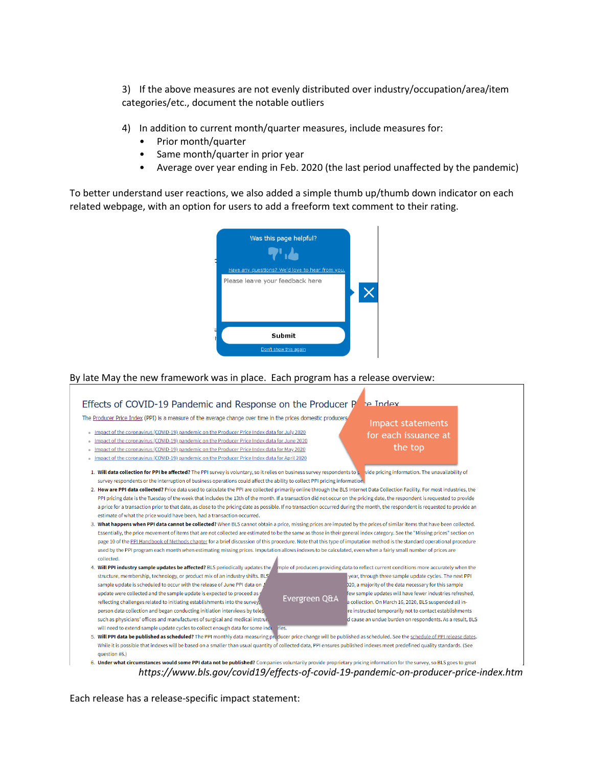3) If the above measures are not evenly distributed over industry/occupation/area/item categories/etc., document the notable outliers

4) In addition to current month/quarter measures, include measures for:
   - Prior month/quarter
   - Same month/quarter in prior year
   - Average over year ending in Feb. 2020 (the last period unaffected by the pandemic)

To better understand user reactions, we also added a simple thumb up/thumb down indicator on each related webpage, with an option for users to add a freeform text comment to their rating.

Was this page helpful?

Have any questions? We'd love to hear from you.

Please leave your feedback here

Submit

Don't show this again

By late May the new framework was in place. Each program has a release overview:

## Effects of COVID-19 Pandemic and Response on the Producer Price Index

The Producer Price Index (PPI) is a measure of the average change over time in the prices domestic producers

- Impact of the coronavirus (COVID-19) pandemic on the Producer Price Index data for July 2020
- Impact of the coronavirus (COVID-19) pandemic on the Producer Price Index data for June 2020
- Impact of the coronavirus (COVID-19) pandemic on the Producer Price Index data for May 2020
- Impact of the coronavirus (COVID-19) pandemic on the Producer Price Index data for April 2020

Impact statements for each issuance at the top

1. **Will data collection for PPI be affected?** The PPI survey is voluntary, so it relies on business survey respondents to provide pricing information. The unavailability of survey respondents or the interruption of business operations could affect the ability to collect PPI pricing information.
2. **How are PPI data collected?** Price data used to calculate the PPI are collected primarily online through the BLS Internet Data Collection Facility. For most industries, the PPI pricing date is the Tuesday of the week that includes the 13th of the month. If a transaction did not occur on the pricing date, the respondent is requested to provide a price for a transaction prior to that date, as close to the pricing date as possible. If no transaction occurred during the month, the respondent is requested to provide an estimate of what the price would have been, had a transaction occurred.
3. **What happens when PPI data cannot be collected?** When BLS cannot obtain a price, missing prices are imputed by the prices of similar items that have been collected. Essentially, the price movement of items that are not collected are estimated to be the same as those in their general index category. See the "Missing prices" section on page 10 of the PPI Handbook of Methods chapter for a brief discussion of this procedure. Note that this type of imputation method is the standard operational procedure used by the PPI program each month when estimating missing prices. Imputation allows indexes to be calculated, even when a fairly small number of prices are collected.
4. **Will PPI industry sample updates be affected?** BLS periodically updates the sample of producers providing data to reflect current conditions more accurately when the structure, membership, technology, or product mix of an industry shifts. BLS ... year, through three sample update cycles. The next PPI sample update is scheduled to occur with the release of June PPI data on ... 2020, a majority of the data necessary for this sample update were collected and the sample update is expected to proceed as ... few sample updates will have fewer industries refreshed, reflecting challenges related to initiating establishments into the survey ... collection. On March 16, 2020, BLS suspended all in-person data collection and began conducting initiation interviews by tele... re instructed temporarily not to contact establishments such as physicians' offices and manufactures of surgical and medical instru... d cause an undue burden on respondents. As a result, BLS will need to extend sample update cycles to collect enough data for some ind...ries.
5. **Will PPI data be published as scheduled?** The PPI monthly data measuring producer price change will be published as scheduled. See the schedule of PPI release dates. While it is possible that indexes will be based on a smaller than usual quantity of collected data, PPI ensures published indexes meet predefined quality standards. (See question #6.)
6. **Under what circumstances would some PPI data not be published?** Companies voluntarily provide proprietary pricing information for the survey, so BLS goes to great

Evergreen Q&A

*https://www.bls.gov/covid19/effects-of-covid-19-pandemic-on-producer-price-index.htm*

Each release has a release-specific impact statement: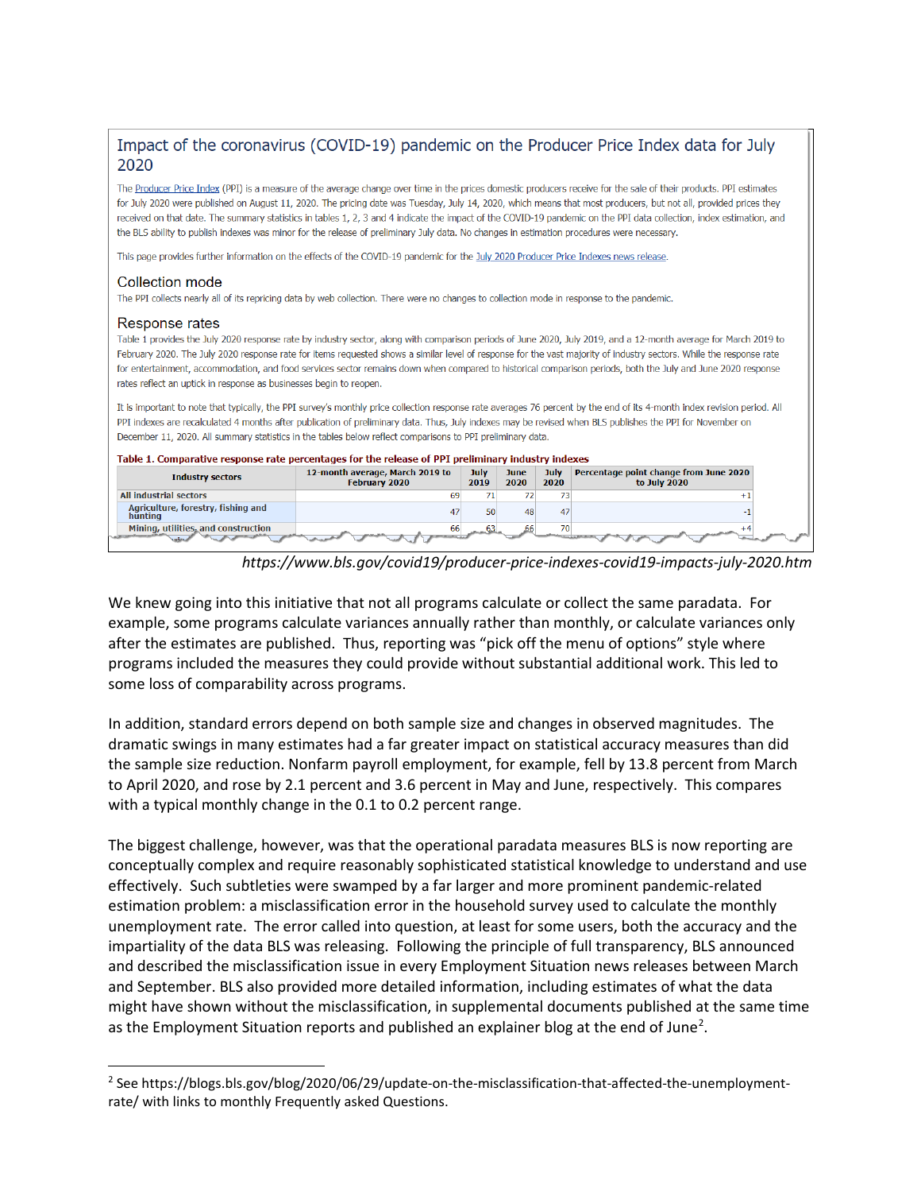## Impact of the coronavirus (COVID-19) pandemic on the Producer Price Index data for July 2020

The Producer Price Index (PPI) is a measure of the average change over time in the prices domestic producers receive for the sale of their products. PPI estimates for July 2020 were published on August 11, 2020. The pricing date was Tuesday, July 14, 2020, which means that most producers, but not all, provided prices they received on that date. The summary statistics in tables 1, 2, 3 and 4 indicate the impact of the COVID-19 pandemic on the PPI data collection, index estimation, and the BLS ability to publish indexes was minor for the release of preliminary July data. No changes in estimation procedures were necessary.

This page provides further information on the effects of the COVID-19 pandemic for the July 2020 Producer Price Indexes news release.

### Collection mode

The PPI collects nearly all of its repricing data by web collection. There were no changes to collection mode in response to the pandemic.

### Response rates

Table 1 provides the July 2020 response rate by industry sector, along with comparison periods of June 2020, July 2019, and a 12-month average for March 2019 to February 2020. The July 2020 response rate for items requested shows a similar level of response for the vast majority of industry sectors. While the response rate for entertainment, accommodation, and food services sector remains down when compared to historical comparison periods, both the July and June 2020 response rates reflect an uptick in response as businesses begin to reopen.

It is important to note that typically, the PPI survey's monthly price collection response rate averages 76 percent by the end of its 4-month index revision period. All PPI indexes are recalculated 4 months after publication of preliminary data. Thus, July indexes may be revised when BLS publishes the PPI for November on December 11, 2020. All summary statistics in the tables below reflect comparisons to PPI preliminary data.

**Table 1. Comparative response rate percentages for the release of PPI preliminary industry indexes**

| Industry sectors | 12-month average, March 2019 to February 2020 | July 2019 | June 2020 | July 2020 | Percentage point change from June 2020 to July 2020 |
|---|---|---|---|---|---|
| All industrial sectors | 69 | 71 | 72 | 73 | +1 |
| Agriculture, forestry, fishing and hunting | 47 | 50 | 48 | 47 | -1 |
| Mining, utilities, and construction | 66 | 63 | 66 | 70 | +4 |

*https://www.bls.gov/covid19/producer-price-indexes-covid19-impacts-july-2020.htm*

We knew going into this initiative that not all programs calculate or collect the same paradata. For example, some programs calculate variances annually rather than monthly, or calculate variances only after the estimates are published. Thus, reporting was "pick off the menu of options" style where programs included the measures they could provide without substantial additional work. This led to some loss of comparability across programs.

In addition, standard errors depend on both sample size and changes in observed magnitudes. The dramatic swings in many estimates had a far greater impact on statistical accuracy measures than did the sample size reduction. Nonfarm payroll employment, for example, fell by 13.8 percent from March to April 2020, and rose by 2.1 percent and 3.6 percent in May and June, respectively. This compares with a typical monthly change in the 0.1 to 0.2 percent range.

The biggest challenge, however, was that the operational paradata measures BLS is now reporting are conceptually complex and require reasonably sophisticated statistical knowledge to understand and use effectively. Such subtleties were swamped by a far larger and more prominent pandemic-related estimation problem: a misclassification error in the household survey used to calculate the monthly unemployment rate. The error called into question, at least for some users, both the accuracy and the impartiality of the data BLS was releasing. Following the principle of full transparency, BLS announced and described the misclassification issue in every Employment Situation news releases between March and September. BLS also provided more detailed information, including estimates of what the data might have shown without the misclassification, in supplemental documents published at the same time as the Employment Situation reports and published an explainer blog at the end of June[2].

[2] See https://blogs.bls.gov/blog/2020/06/29/update-on-the-misclassification-that-affected-the-unemployment-rate/ with links to monthly Frequently asked Questions.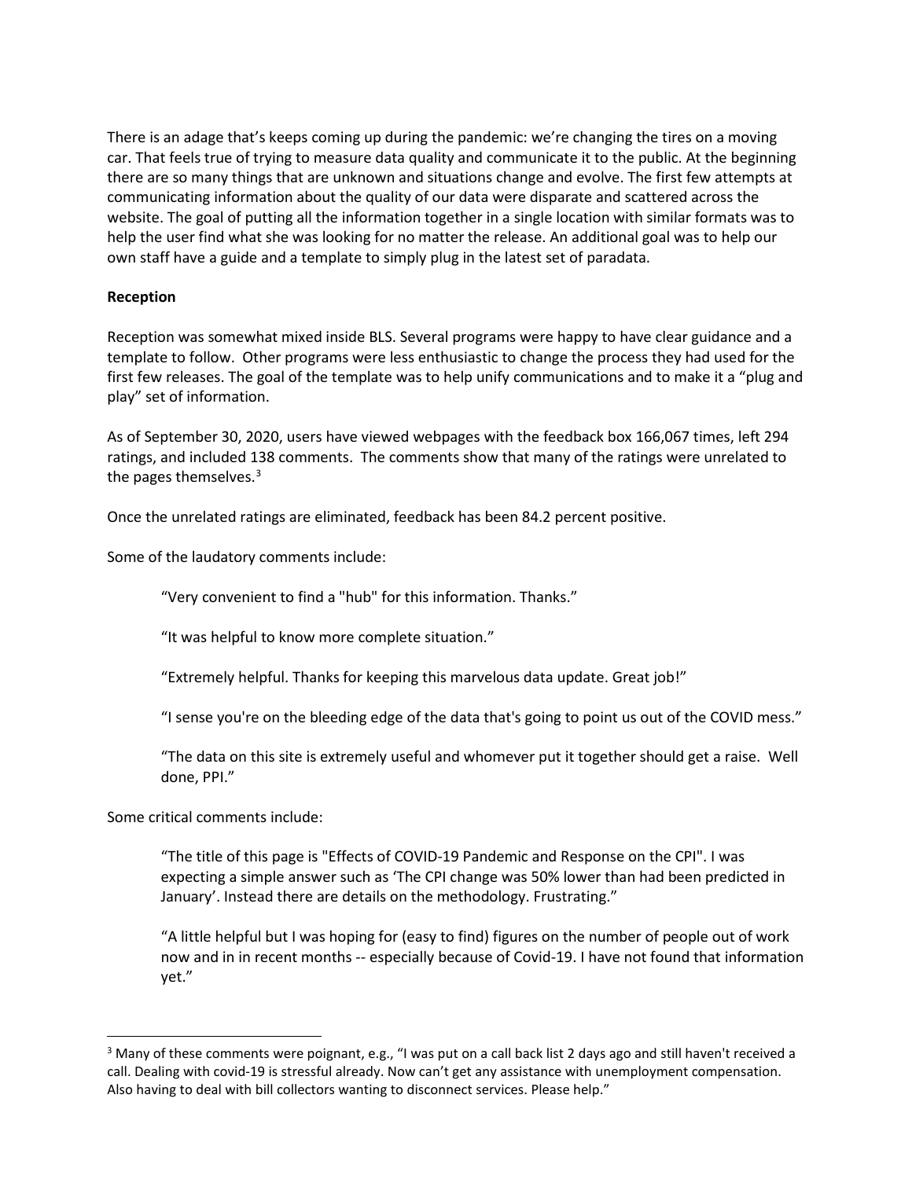There is an adage that's keeps coming up during the pandemic: we're changing the tires on a moving car. That feels true of trying to measure data quality and communicate it to the public. At the beginning there are so many things that are unknown and situations change and evolve. The first few attempts at communicating information about the quality of our data were disparate and scattered across the website. The goal of putting all the information together in a single location with similar formats was to help the user find what she was looking for no matter the release. An additional goal was to help our own staff have a guide and a template to simply plug in the latest set of paradata.

**Reception**

Reception was somewhat mixed inside BLS. Several programs were happy to have clear guidance and a template to follow. Other programs were less enthusiastic to change the process they had used for the first few releases. The goal of the template was to help unify communications and to make it a "plug and play" set of information.

As of September 30, 2020, users have viewed webpages with the feedback box 166,067 times, left 294 ratings, and included 138 comments. The comments show that many of the ratings were unrelated to the pages themselves.[3]

Once the unrelated ratings are eliminated, feedback has been 84.2 percent positive.

Some of the laudatory comments include:

> "Very convenient to find a "hub" for this information. Thanks."
>
> "It was helpful to know more complete situation."
>
> "Extremely helpful. Thanks for keeping this marvelous data update. Great job!"
>
> "I sense you're on the bleeding edge of the data that's going to point us out of the COVID mess."
>
> "The data on this site is extremely useful and whomever put it together should get a raise. Well done, PPI."

Some critical comments include:

> "The title of this page is "Effects of COVID-19 Pandemic and Response on the CPI". I was expecting a simple answer such as 'The CPI change was 50% lower than had been predicted in January'. Instead there are details on the methodology. Frustrating."
>
> "A little helpful but I was hoping for (easy to find) figures on the number of people out of work now and in in recent months -- especially because of Covid-19. I have not found that information yet."

---

[3] Many of these comments were poignant, e.g., "I was put on a call back list 2 days ago and still haven't received a call. Dealing with covid-19 is stressful already. Now can't get any assistance with unemployment compensation. Also having to deal with bill collectors wanting to disconnect services. Please help."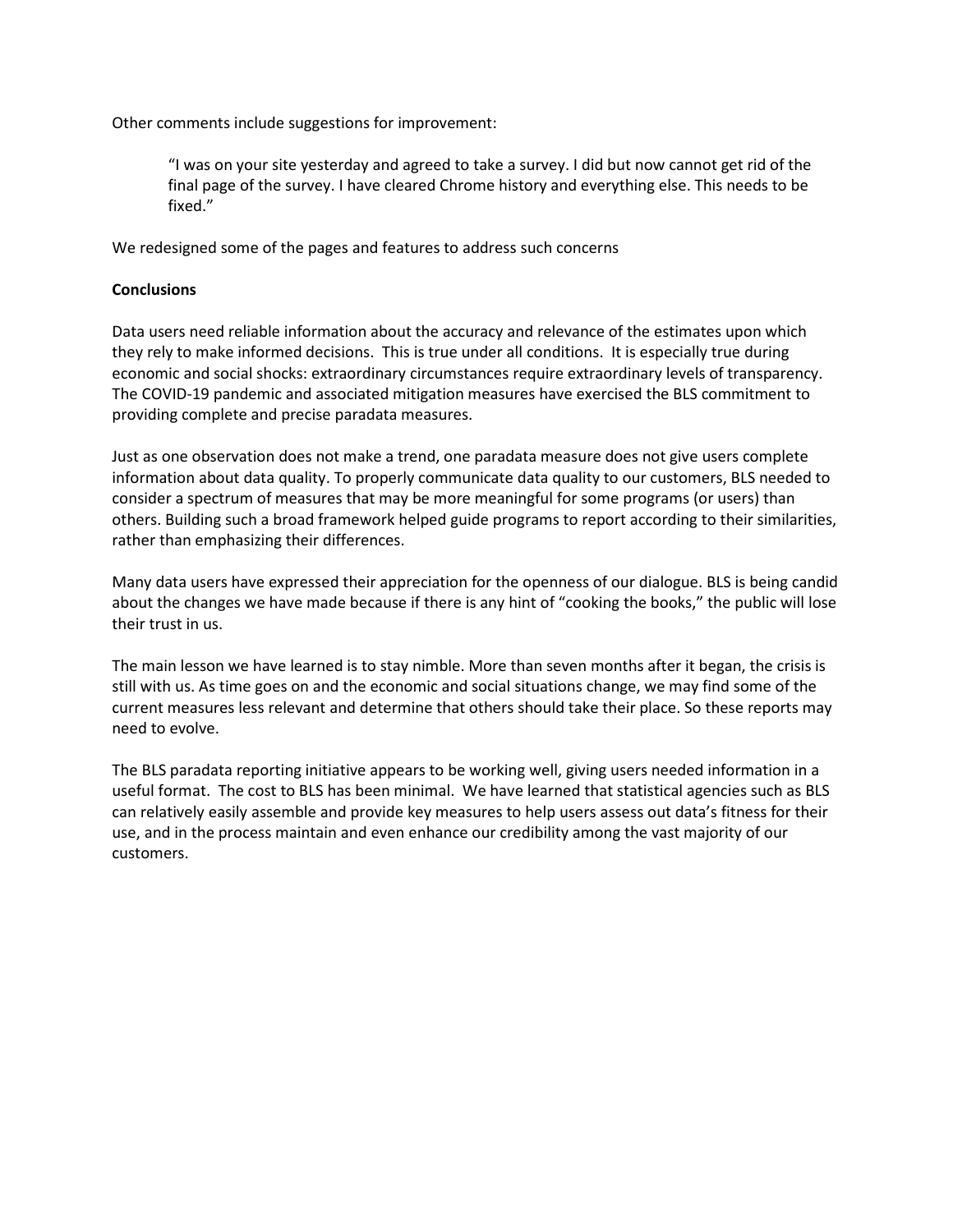Other comments include suggestions for improvement:

> "I was on your site yesterday and agreed to take a survey. I did but now cannot get rid of the final page of the survey. I have cleared Chrome history and everything else. This needs to be fixed."

We redesigned some of the pages and features to address such concerns

**Conclusions**

Data users need reliable information about the accuracy and relevance of the estimates upon which they rely to make informed decisions. This is true under all conditions. It is especially true during economic and social shocks: extraordinary circumstances require extraordinary levels of transparency. The COVID-19 pandemic and associated mitigation measures have exercised the BLS commitment to providing complete and precise paradata measures.

Just as one observation does not make a trend, one paradata measure does not give users complete information about data quality. To properly communicate data quality to our customers, BLS needed to consider a spectrum of measures that may be more meaningful for some programs (or users) than others. Building such a broad framework helped guide programs to report according to their similarities, rather than emphasizing their differences.

Many data users have expressed their appreciation for the openness of our dialogue. BLS is being candid about the changes we have made because if there is any hint of "cooking the books," the public will lose their trust in us.

The main lesson we have learned is to stay nimble. More than seven months after it began, the crisis is still with us. As time goes on and the economic and social situations change, we may find some of the current measures less relevant and determine that others should take their place. So these reports may need to evolve.

The BLS paradata reporting initiative appears to be working well, giving users needed information in a useful format. The cost to BLS has been minimal. We have learned that statistical agencies such as BLS can relatively easily assemble and provide key measures to help users assess out data's fitness for their use, and in the process maintain and even enhance our credibility among the vast majority of our customers.